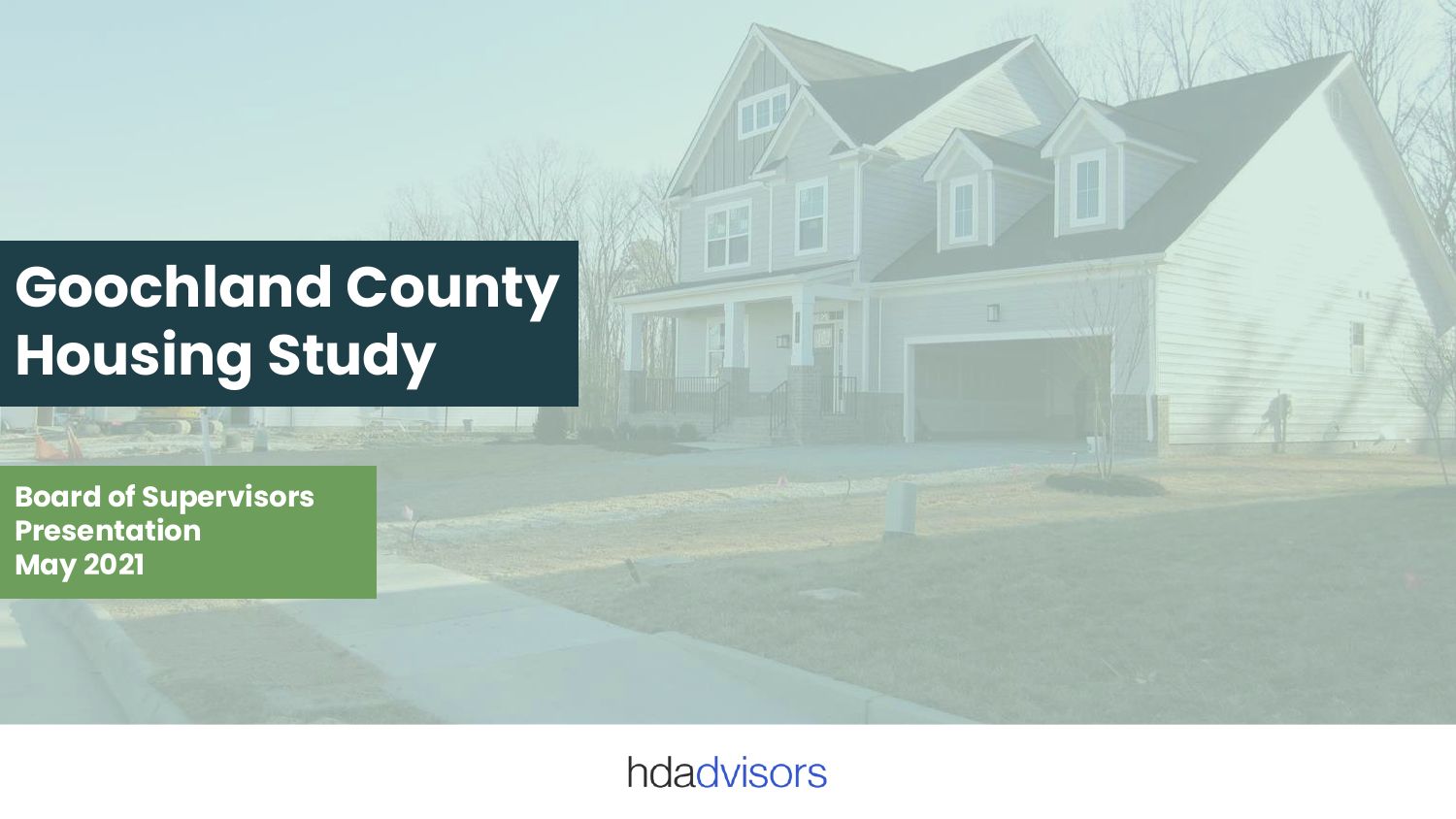# Goochland County Housing Study

**Board of Supervisors Presentation**
**May 2021**

hdadvisors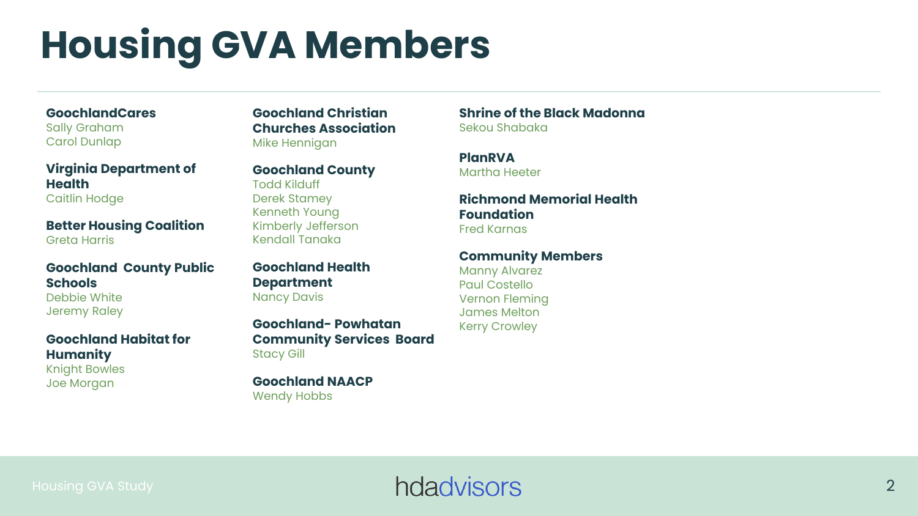# Housing GVA Members

**GoochlandCares**
Sally Graham
Carol Dunlap

**Virginia Department of Health**
Caitlin Hodge

**Better Housing Coalition**
Greta Harris

**Goochland County Public Schools**
Debbie White
Jeremy Raley

**Goochland Habitat for Humanity**
Knight Bowles
Joe Morgan

**Goochland Christian Churches Association**
Mike Hennigan

**Goochland County**
Todd Kilduff
Derek Stamey
Kenneth Young
Kimberly Jefferson
Kendall Tanaka

**Goochland Health Department**
Nancy Davis

**Goochland- Powhatan Community Services Board**
Stacy Gill

**Goochland NAACP**
Wendy Hobbs

**Shrine of the Black Madonna**
Sekou Shabaka

**PlanRVA**
Martha Heeter

**Richmond Memorial Health Foundation**
Fred Karnas

**Community Members**
Manny Alvarez
Paul Costello
Vernon Fleming
James Melton
Kerry Crowley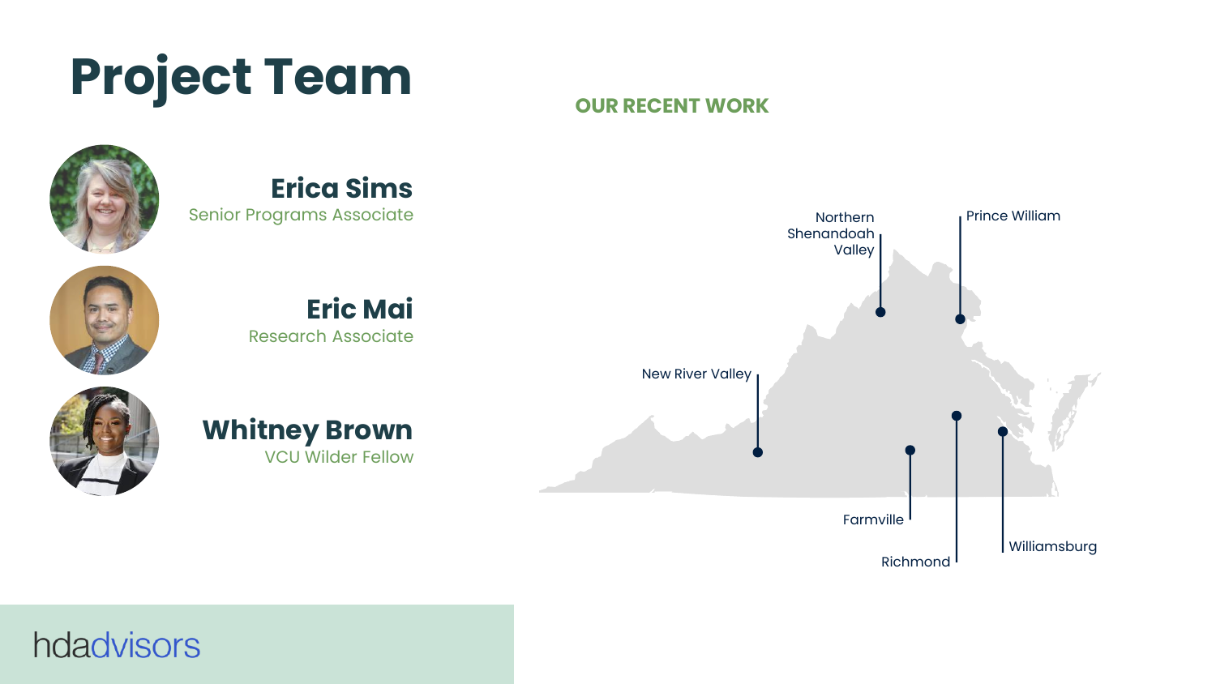# Project Team

**Erica Sims**
Senior Programs Associate

**Eric Mai**
Research Associate

**Whitney Brown**
VCU Wilder Fellow

## OUR RECENT WORK

- Northern Shenandoah Valley
- Prince William
- New River Valley
- Farmville
- Richmond
- Williamsburg

hdadvisors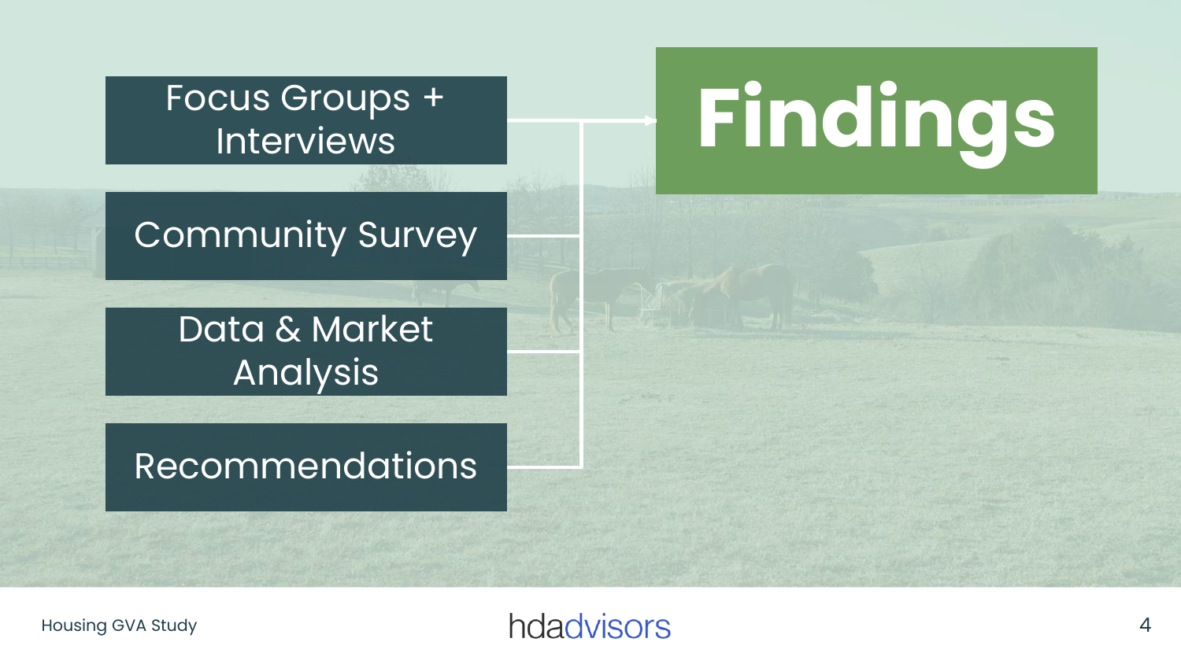# Findings

- Focus Groups + Interviews
- Community Survey
- Data & Market Analysis
- Recommendations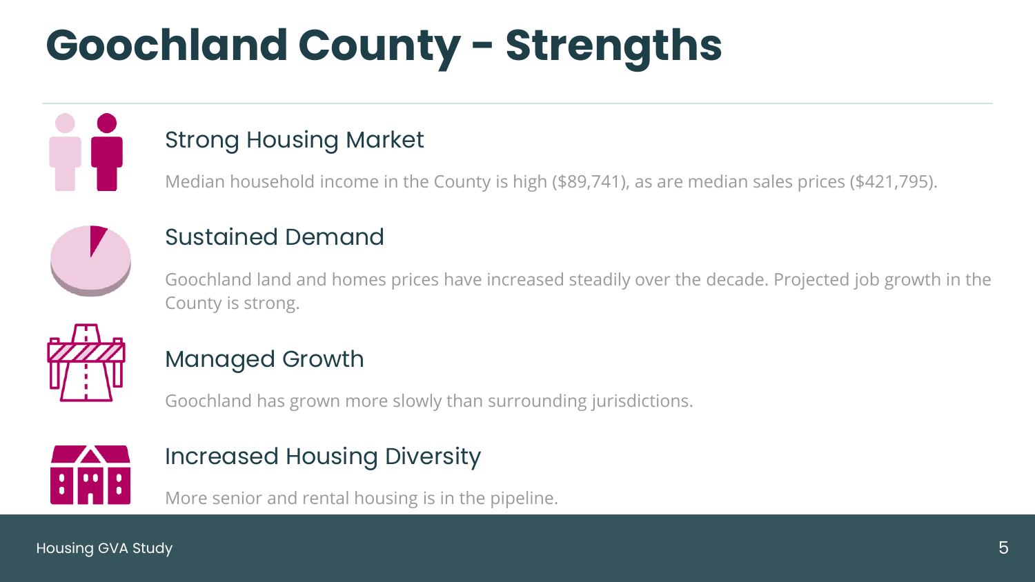# Goochland County - Strengths

## Strong Housing Market

Median household income in the County is high ($89,741), as are median sales prices ($421,795).

## Sustained Demand

Goochland land and homes prices have increased steadily over the decade. Projected job growth in the County is strong.

## Managed Growth

Goochland has grown more slowly than surrounding jurisdictions.

## Increased Housing Diversity

More senior and rental housing is in the pipeline.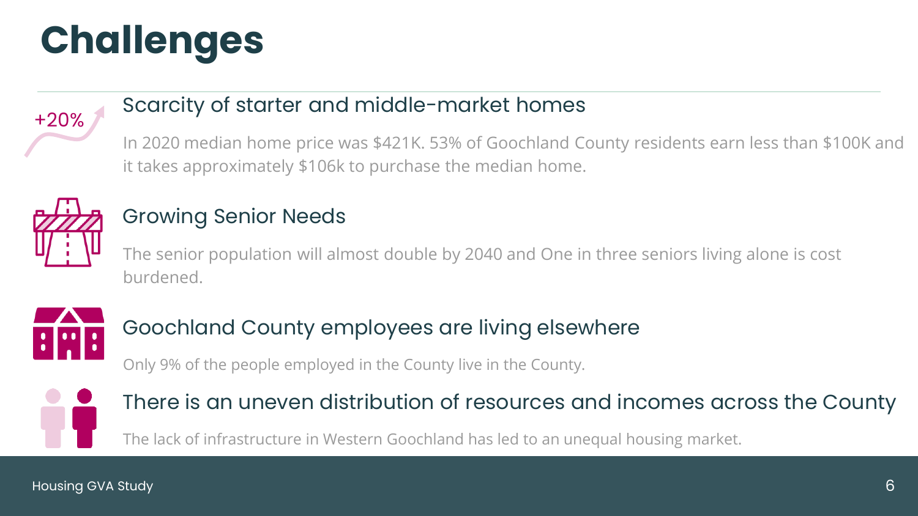# Challenges

+20%

## Scarcity of starter and middle-market homes

In 2020 median home price was $421K. 53% of Goochland County residents earn less than $100K and it takes approximately $106k to purchase the median home.

## Growing Senior Needs

The senior population will almost double by 2040 and One in three seniors living alone is cost burdened.

## Goochland County employees are living elsewhere

Only 9% of the people employed in the County live in the County.

## There is an uneven distribution of resources and incomes across the County

The lack of infrastructure in Western Goochland has led to an unequal housing market.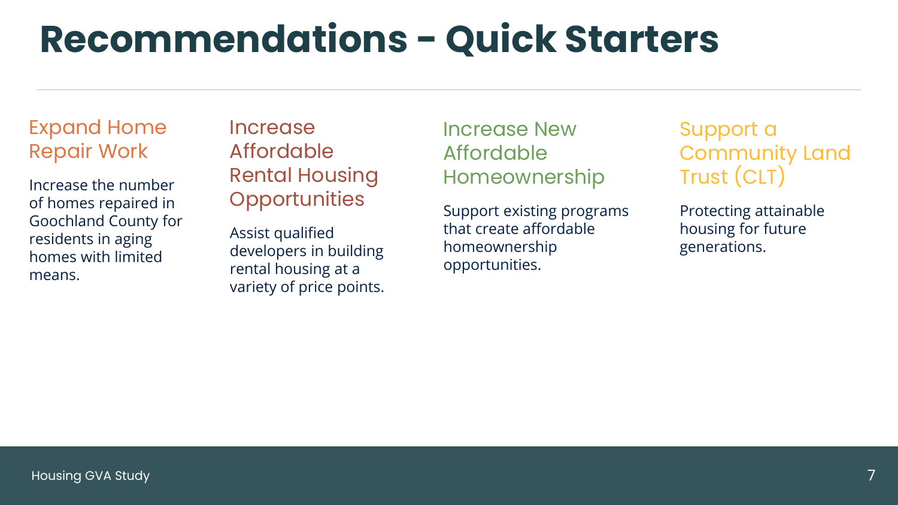# Recommendations - Quick Starters

## Expand Home Repair Work

Increase the number of homes repaired in Goochland County for residents in aging homes with limited means.

## Increase Affordable Rental Housing Opportunities

Assist qualified developers in building rental housing at a variety of price points.

## Increase New Affordable Homeownership

Support existing programs that create affordable homeownership opportunities.

## Support a Community Land Trust (CLT)

Protecting attainable housing for future generations.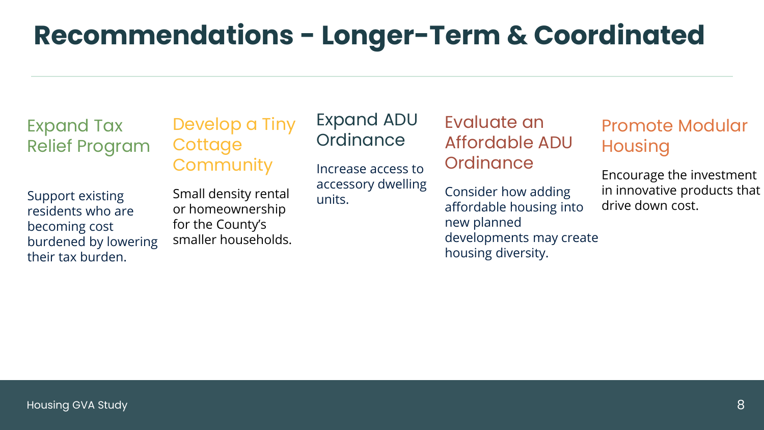# Recommendations - Longer-Term & Coordinated

### Expand Tax Relief Program

Support existing residents who are becoming cost burdened by lowering their tax burden.

### Develop a Tiny Cottage Community

Small density rental or homeownership for the County's smaller households.

### Expand ADU Ordinance

Increase access to accessory dwelling units.

### Evaluate an Affordable ADU Ordinance

Consider how adding affordable housing into new planned developments may create housing diversity.

### Promote Modular Housing

Encourage the investment in innovative products that drive down cost.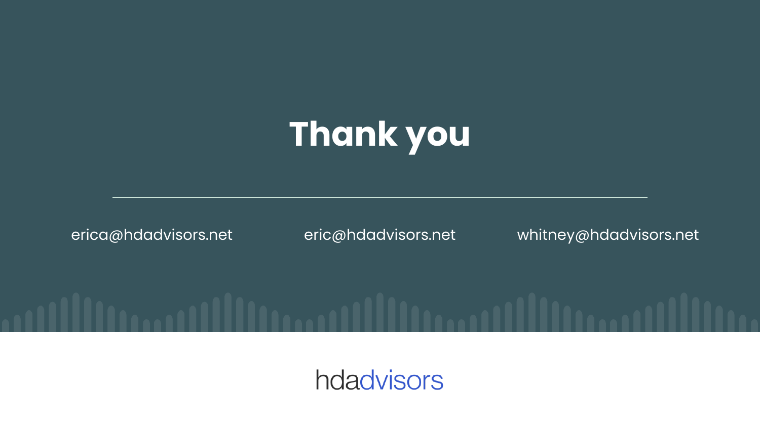# Thank you

erica@hdadvisors.net

eric@hdadvisors.net

whitney@hdadvisors.net

hdadvisors